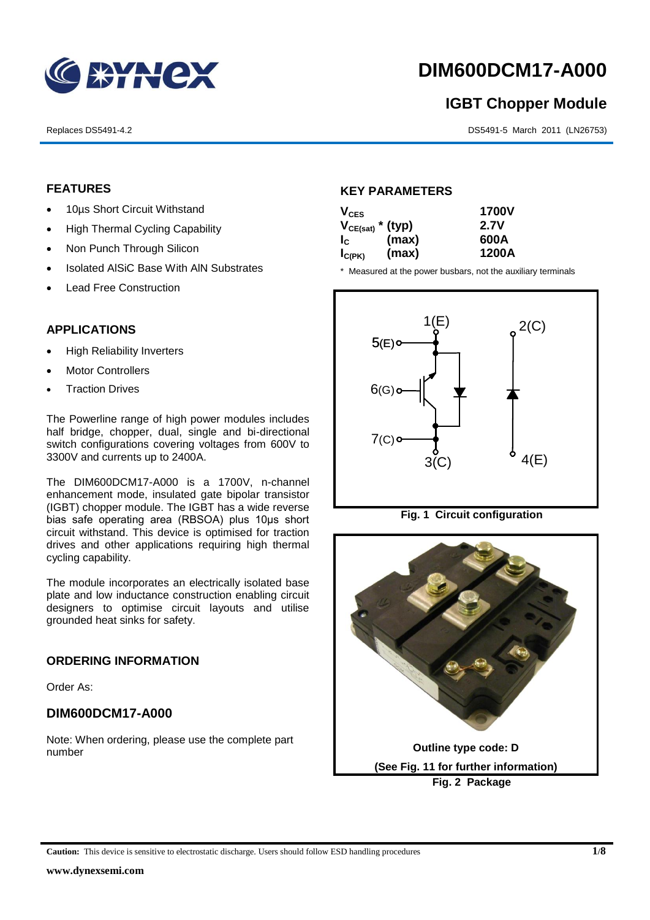# DIM600DCM17-A000

## IGBT Chopper Module

Replaces DS5491-4.2

DS5491-5 March 2011 (LN26753)

### FEATURES

- 10µs Short Circuit Withstand
- High Thermal Cycling Capability
- Non Punch Through Silicon
- Isolated AlSiC Base With AlN Substrates
- Lead Free Construction

### APPLICATIONS

- High Reliability Inverters
- Motor Controllers
- Traction Drives

The Powerline range of high power modules includes half bridge, chopper, dual, single and bi-directional switch configurations covering voltages from 600V to 3300V and currents up to 2400A.

The DIM600DCM17-A000 is a 1700V, n-channel enhancement mode, insulated gate bipolar transistor (IGBT) chopper module. The IGBT has a wide reverse bias safe operating area (RBSOA) plus 10µs short circuit withstand. This device is optimised for traction drives and other applications requiring high thermal cycling capability.

The module incorporates an electrically isolated base plate and low inductance construction enabling circuit designers to optimise circuit layouts and utilise grounded heat sinks for safety.

### ORDERING INFORMATION

Order As:

### DIM600DCM17-A000

Note: When ordering, please use the complete part number

### KEY PARAMETERS

| | | |
|---|---|---|
| $V_{CES}$ | | 1700V |
| $V_{CE(sat)}$ * | (typ) | 2.7V |
| $I_C$ | (max) | 600A |
| $I_{C(PK)}$ | (max) | 1200A |

\* Measured at the power busbars, not the auxiliary terminals

1(E)
2(C)
5(E)
6(G)
7(C)
3(C)
4(E)

**Fig. 1 Circuit configuration**

**Outline type code: D**

**(See Fig. 11 for further information)**

**Fig. 2 Package**

**Caution:** This device is sensitive to electrostatic discharge. Users should follow ESD handling procedures

www.dynexsemi.com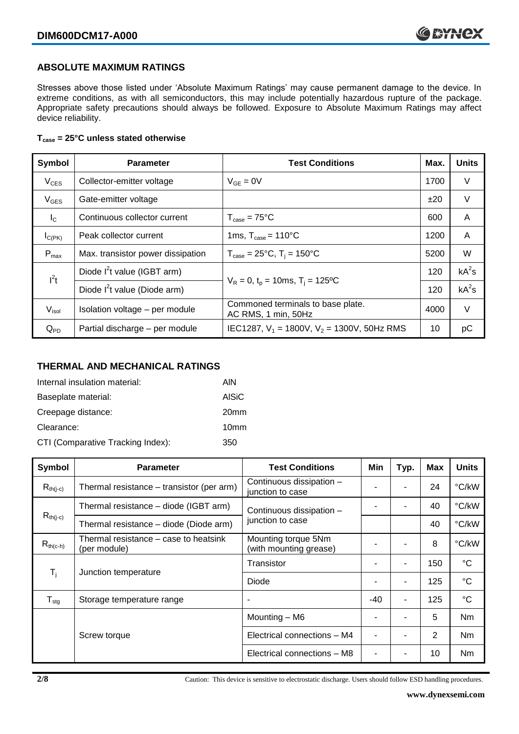## ABSOLUTE MAXIMUM RATINGS

Stresses above those listed under 'Absolute Maximum Ratings' may cause permanent damage to the device. In extreme conditions, as with all semiconductors, this may include potentially hazardous rupture of the package. Appropriate safety precautions should always be followed. Exposure to Absolute Maximum Ratings may affect device reliability.

**$T_{case}$ = 25°C unless stated otherwise**

| Symbol | Parameter | Test Conditions | Max. | Units |
|---|---|---|---|---|
| $V_{CES}$ | Collector-emitter voltage | $V_{GE}$ = 0V | 1700 | V |
| $V_{GES}$ | Gate-emitter voltage | | ±20 | V |
| $I_C$ | Continuous collector current | $T_{case}$ = 75°C | 600 | A |
| $I_{C(PK)}$ | Peak collector current | 1ms, $T_{case}$ = 110°C | 1200 | A |
| $P_{max}$ | Max. transistor power dissipation | $T_{case}$ = 25°C, $T_j$ = 150°C | 5200 | W |
| $I^2t$ | Diode $I^2t$ value (IGBT arm) | $V_R$ = 0, $t_p$ = 10ms, $T_j$ = 125ºC | 120 | $kA^2s$ |
| | Diode $I^2t$ value (Diode arm) | | 120 | $kA^2s$ |
| $V_{isol}$ | Isolation voltage – per module | Commoned terminals to base plate. AC RMS, 1 min, 50Hz | 4000 | V |
| $Q_{PD}$ | Partial discharge – per module | IEC1287, $V_1$ = 1800V, $V_2$ = 1300V, 50Hz RMS | 10 | pC |

## THERMAL AND MECHANICAL RATINGS

Internal insulation material: AlN

Baseplate material: AlSiC

Creepage distance: 20mm

Clearance: 10mm

CTI (Comparative Tracking Index): 350

| Symbol | Parameter | Test Conditions | Min | Typ. | Max | Units |
|---|---|---|---|---|---|---|
| $R_{th(j-c)}$ | Thermal resistance – transistor (per arm) | Continuous dissipation – junction to case | - | - | 24 | °C/kW |
| $R_{th(j-c)}$ | Thermal resistance – diode (IGBT arm) | Continuous dissipation – junction to case | - | - | 40 | °C/kW |
| | Thermal resistance – diode (Diode arm) | | | | 40 | °C/kW |
| $R_{th(c-h)}$ | Thermal resistance – case to heatsink (per module) | Mounting torque 5Nm (with mounting grease) | - | - | 8 | °C/kW |
| $T_j$ | Junction temperature | Transistor | - | - | 150 | °C |
| | | Diode | - | - | 125 | °C |
| $T_{stg}$ | Storage temperature range | - | -40 | - | 125 | °C |
| | Screw torque | Mounting – M6 | - | - | 5 | Nm |
| | | Electrical connections – M4 | - | - | 2 | Nm |
| | | Electrical connections – M8 | - | - | 10 | Nm |

Caution: This device is sensitive to electrostatic discharge. Users should follow ESD handling procedures.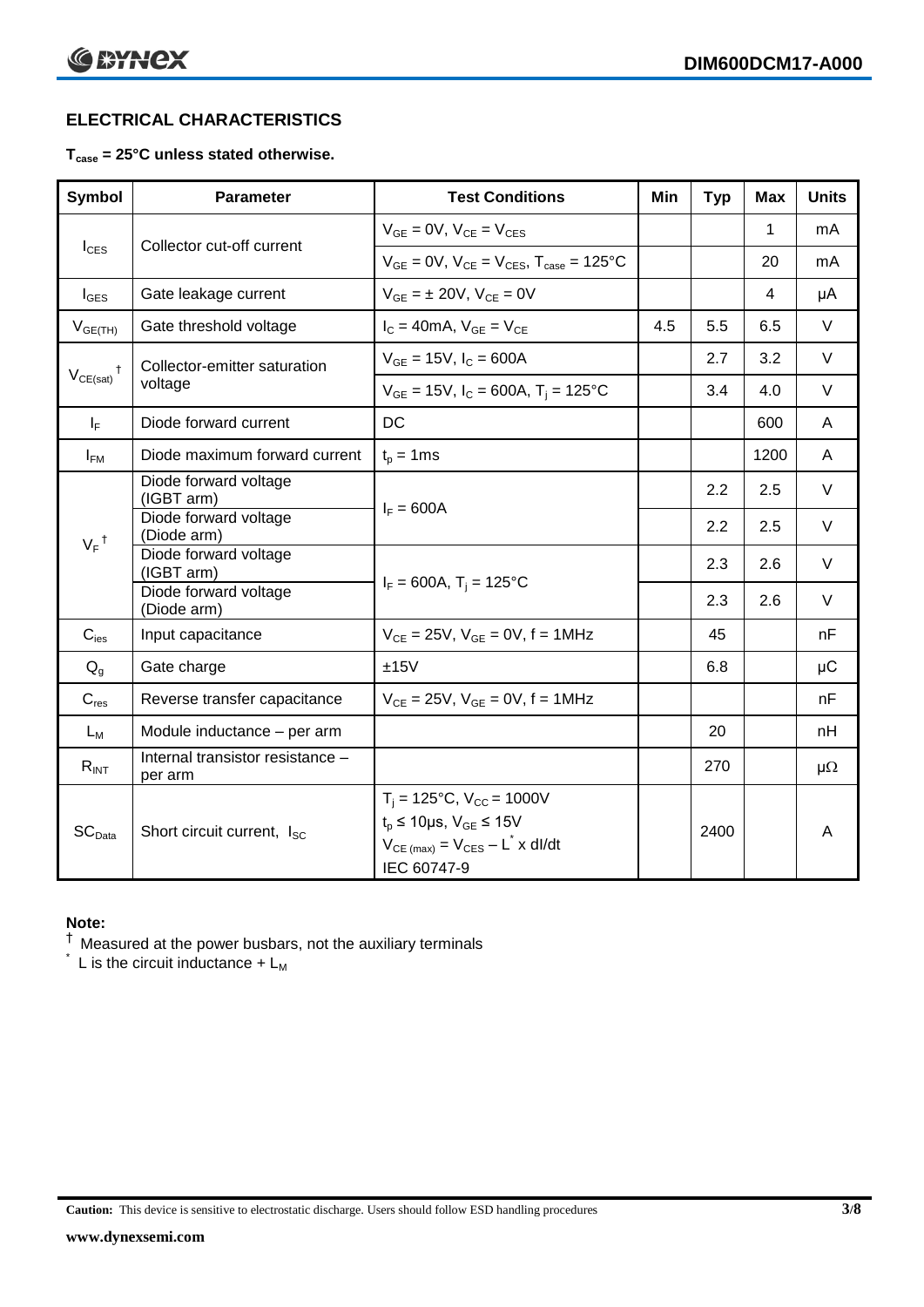## ELECTRICAL CHARACTERISTICS

**$T_{case}$ = 25°C unless stated otherwise.**

| Symbol | Parameter | Test Conditions | Min | Typ | Max | Units |
|---|---|---|---|---|---|---|
| $I_{CES}$ | Collector cut-off current | $V_{GE}$ = 0V, $V_{CE}$ = $V_{CES}$ | | | 1 | mA |
| | | $V_{GE}$ = 0V, $V_{CE}$ = $V_{CES}$, $T_{case}$ = 125°C | | | 20 | mA |
| $I_{GES}$ | Gate leakage current | $V_{GE}$ = ± 20V, $V_{CE}$ = 0V | | | 4 | μA |
| $V_{GE(TH)}$ | Gate threshold voltage | $I_C$ = 40mA, $V_{GE}$ = $V_{CE}$ | 4.5 | 5.5 | 6.5 | V |
| $V_{CE(sat)}$ † | Collector-emitter saturation voltage | $V_{GE}$ = 15V, $I_C$ = 600A | | 2.7 | 3.2 | V |
| | | $V_{GE}$ = 15V, $I_C$ = 600A, $T_j$ = 125°C | | 3.4 | 4.0 | V |
| $I_F$ | Diode forward current | DC | | | 600 | A |
| $I_{FM}$ | Diode maximum forward current | $t_p$ = 1ms | | | 1200 | A |
| $V_F$ † | Diode forward voltage (IGBT arm) | $I_F$ = 600A | | 2.2 | 2.5 | V |
| | Diode forward voltage (Diode arm) | | | 2.2 | 2.5 | V |
| | Diode forward voltage (IGBT arm) | $I_F$ = 600A, $T_j$ = 125°C | | 2.3 | 2.6 | V |
| | Diode forward voltage (Diode arm) | | | 2.3 | 2.6 | V |
| $C_{ies}$ | Input capacitance | $V_{CE}$ = 25V, $V_{GE}$ = 0V, f = 1MHz | | 45 | | nF |
| $Q_g$ | Gate charge | ±15V | | 6.8 | | μC |
| $C_{res}$ | Reverse transfer capacitance | $V_{CE}$ = 25V, $V_{GE}$ = 0V, f = 1MHz | | | | nF |
| $L_M$ | Module inductance – per arm | | | 20 | | nH |
| $R_{INT}$ | Internal transistor resistance – per arm | | | 270 | | μΩ |
| $SC_{Data}$ | Short circuit current, $I_{SC}$ | $T_j$ = 125°C, $V_{CC}$ = 1000V<br>$t_p$ ≤ 10μs, $V_{GE}$ ≤ 15V<br>$V_{CE\,(max)}$ = $V_{CES}$ – $L^*$ x dI/dt<br>IEC 60747-9 | | 2400 | | A |

**Note:**

† Measured at the power busbars, not the auxiliary terminals

\* L is the circuit inductance + $L_M$

**Caution:** This device is sensitive to electrostatic discharge. Users should follow ESD handling procedures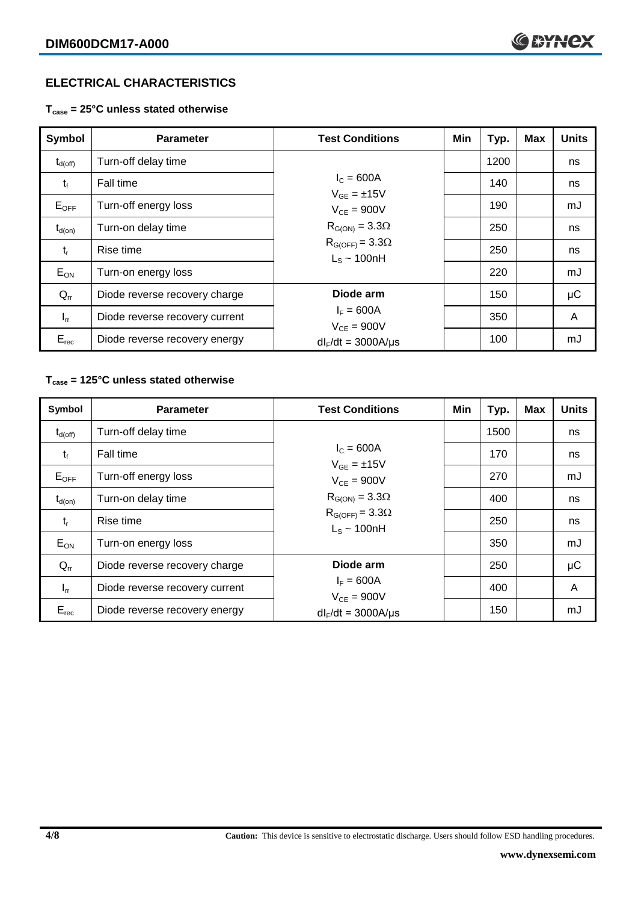## ELECTRICAL CHARACTERISTICS

### $T_{case}$ = 25°C unless stated otherwise

| Symbol | Parameter | Test Conditions | Min | Typ. | Max | Units |
|---|---|---|---|---|---|---|
| $t_{d(off)}$ | Turn-off delay time | $I_C$ = 600A<br>$V_{GE}$ = ±15V<br>$V_{CE}$ = 900V<br>$R_{G(ON)}$ = 3.3Ω<br>$R_{G(OFF)}$ = 3.3Ω<br>$L_S$ ~ 100nH | | 1200 | | ns |
| $t_f$ | Fall time | | | 140 | | ns |
| $E_{OFF}$ | Turn-off energy loss | | | 190 | | mJ |
| $t_{d(on)}$ | Turn-on delay time | | | 250 | | ns |
| $t_r$ | Rise time | | | 250 | | ns |
| $E_{ON}$ | Turn-on energy loss | | | 220 | | mJ |
| $Q_{rr}$ | Diode reverse recovery charge | **Diode arm**<br>$I_F$ = 600A<br>$V_{CE}$ = 900V<br>$dI_F/dt$ = 3000A/μs | | 150 | | μC |
| $I_{rr}$ | Diode reverse recovery current | | | 350 | | A |
| $E_{rec}$ | Diode reverse recovery energy | | | 100 | | mJ |

### $T_{case}$ = 125°C unless stated otherwise

| Symbol | Parameter | Test Conditions | Min | Typ. | Max | Units |
|---|---|---|---|---|---|---|
| $t_{d(off)}$ | Turn-off delay time | $I_C$ = 600A<br>$V_{GE}$ = ±15V<br>$V_{CE}$ = 900V<br>$R_{G(ON)}$ = 3.3Ω<br>$R_{G(OFF)}$ = 3.3Ω<br>$L_S$ ~ 100nH | | 1500 | | ns |
| $t_f$ | Fall time | | | 170 | | ns |
| $E_{OFF}$ | Turn-off energy loss | | | 270 | | mJ |
| $t_{d(on)}$ | Turn-on delay time | | | 400 | | ns |
| $t_r$ | Rise time | | | 250 | | ns |
| $E_{ON}$ | Turn-on energy loss | | | 350 | | mJ |
| $Q_{rr}$ | Diode reverse recovery charge | **Diode arm**<br>$I_F$ = 600A<br>$V_{CE}$ = 900V<br>$dI_F/dt$ = 3000A/μs | | 250 | | μC |
| $I_{rr}$ | Diode reverse recovery current | | | 400 | | A |
| $E_{rec}$ | Diode reverse recovery energy | | | 150 | | mJ |

**Caution:** This device is sensitive to electrostatic discharge. Users should follow ESD handling procedures.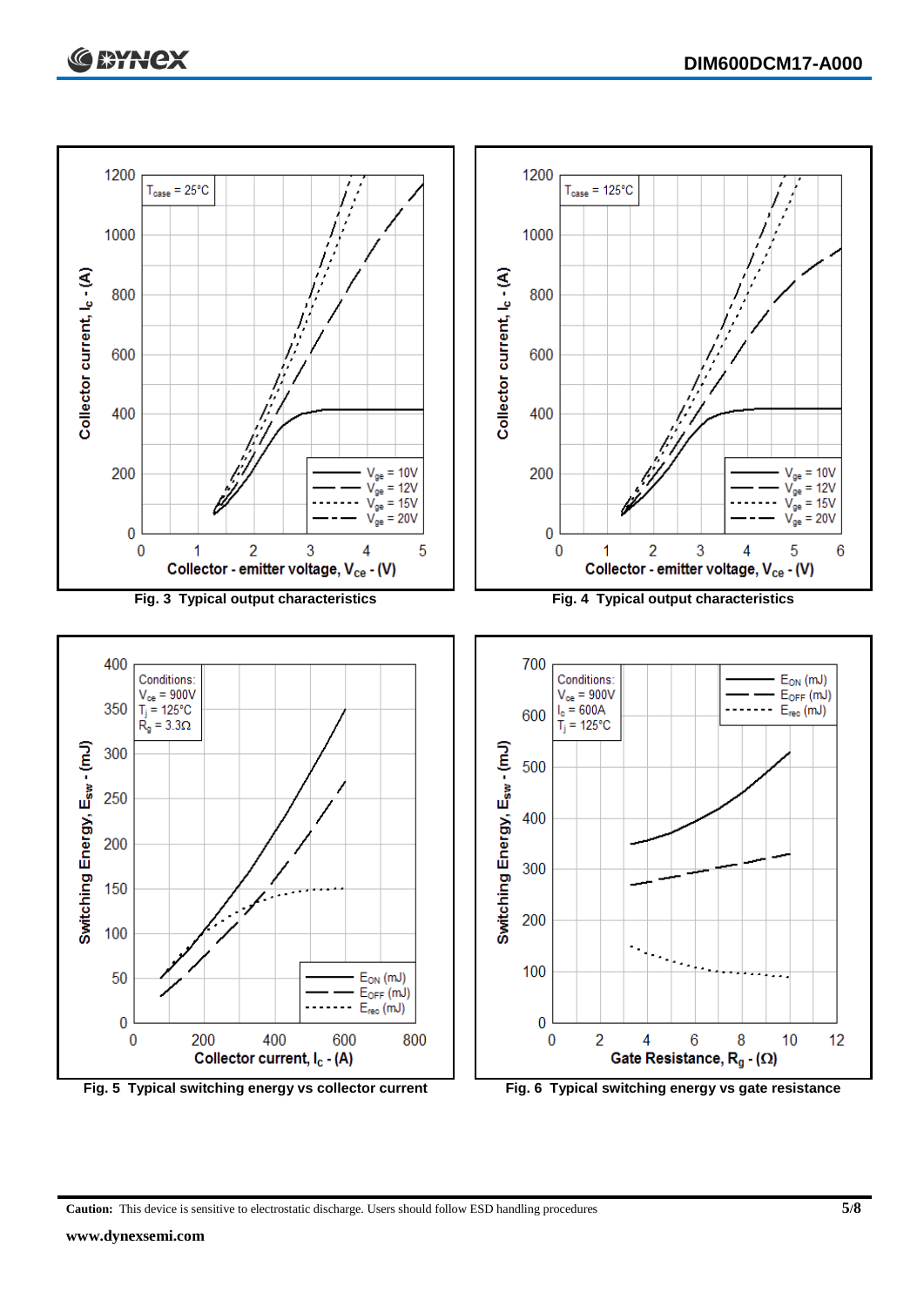Fig. 3 Typical output characteristics

Fig. 4 Typical output characteristics

Fig. 5 Typical switching energy vs collector current

Fig. 6 Typical switching energy vs gate resistance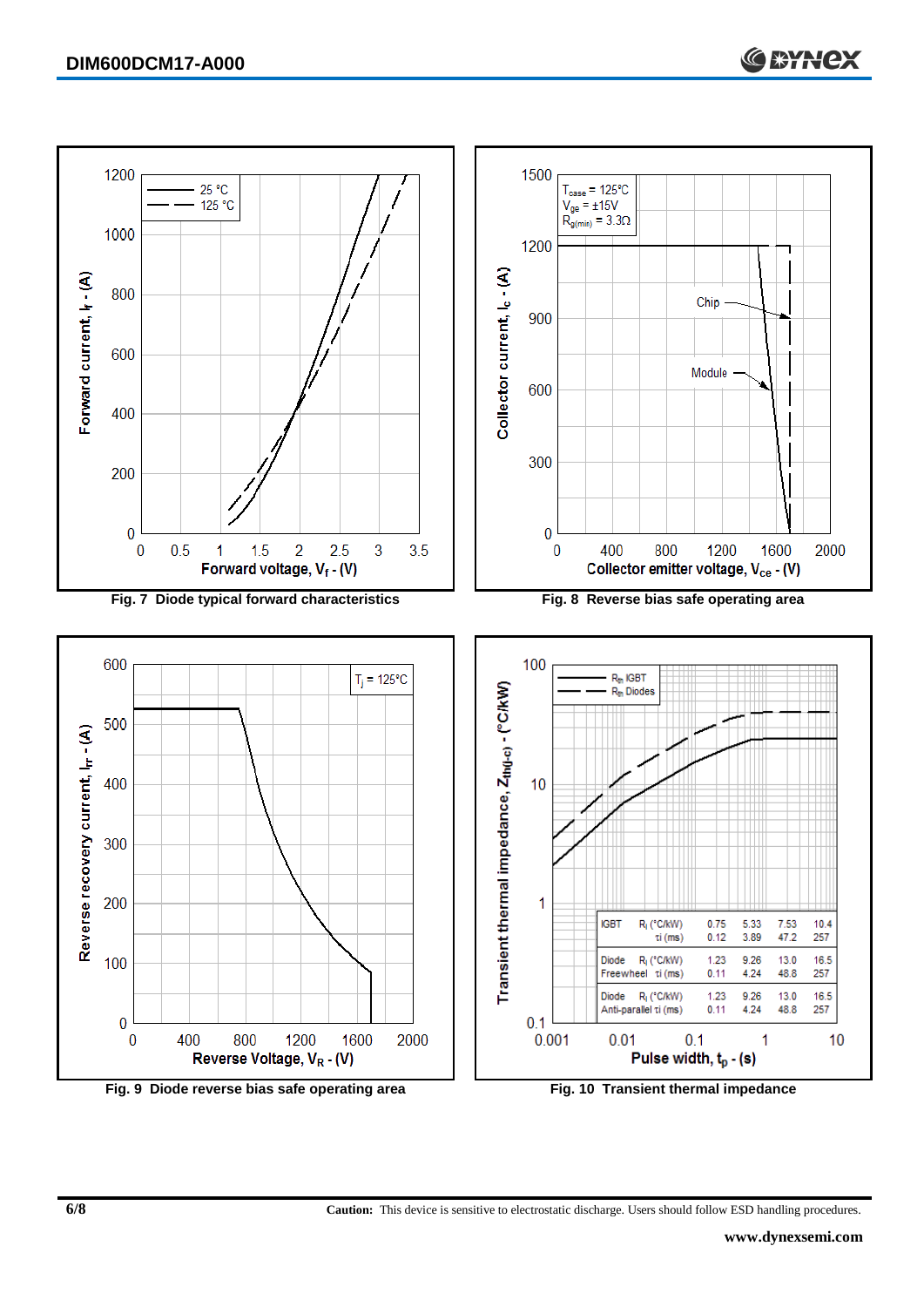1200
1000
800
600
400
200
0

0 0.5 1 1.5 2 2.5 3 3.5

25 °C
125 °C

Forward current, $I_f$ - (A)

Forward voltage, $V_f$ - (V)

**Fig. 7 Diode typical forward characteristics**

1500
1200
900
600
300
0

0 400 800 1200 1600 2000

$T_{case}$ = 125°C
$V_{ge}$ = ±15V
$R_{g(min)}$ = 3.3Ω

Chip
Module

Collector current, $I_c$ - (A)

Collector emitter voltage, $V_{ce}$ - (V)

**Fig. 8 Reverse bias safe operating area**

600
500
400
300
200
100
0

0 400 800 1200 1600 2000

$T_j$ = 125°C

Reverse recovery current, $I_{rr}$ - (A)

Reverse Voltage, $V_R$ - (V)

**Fig. 9 Diode reverse bias safe operating area**

100
10
1
0.1

0.001 0.01 0.1 1 10

$R_{th}$ IGBT
$R_{th}$ Diodes

Transient thermal impedance, $Z_{th(j-c)}$ - (°C/kW)

Pulse width, $t_p$ - (s)

IGBT $R_i$ (°C/kW) 0.75 5.33 7.53 10.4
ti (ms) 0.12 3.89 47.2 257

Diode Freewheel $R_i$ (°C/kW) 1.23 9.26 13.0 16.5
ti (ms) 0.11 4.24 48.8 257

Diode Anti-parallel $R_i$ (°C/kW) 1.23 9.26 13.0 16.5
ti (ms) 0.11 4.24 48.8 257

**Fig. 10 Transient thermal impedance**

**Caution:** This device is sensitive to electrostatic discharge. Users should follow ESD handling procedures.

**www.dynexsemi.com**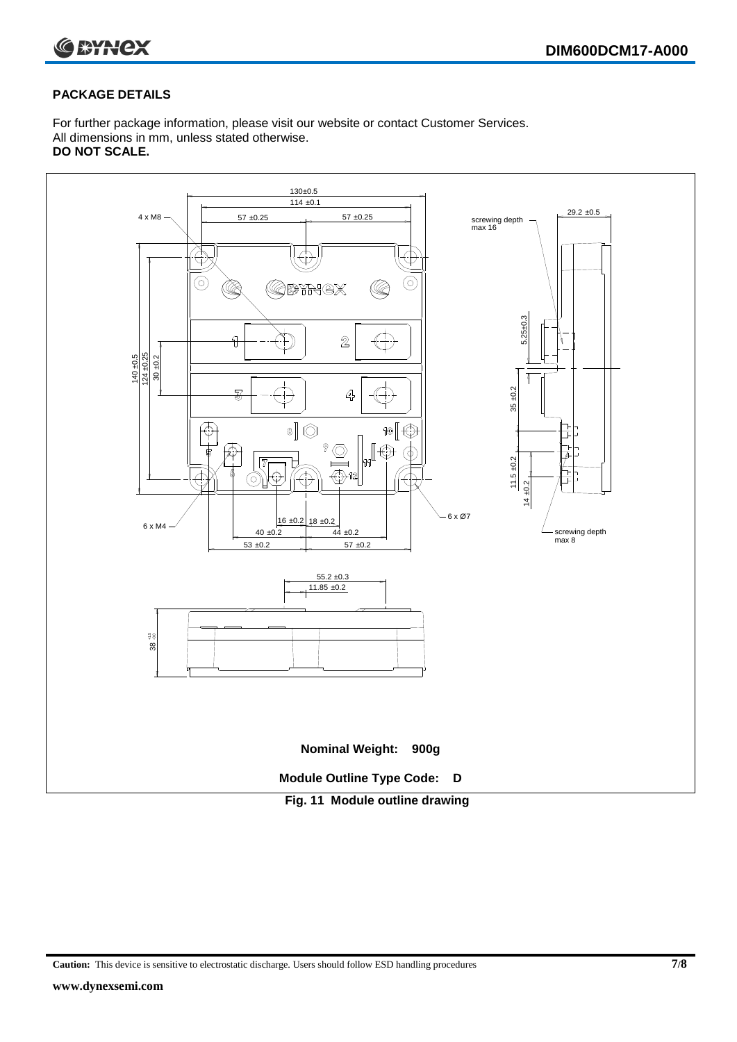## PACKAGE DETAILS

For further package information, please visit our website or contact Customer Services.
All dimensions in mm, unless stated otherwise.
**DO NOT SCALE.**

130±0.5
114 ±0.1
4 x M8
57 ±0.25
57 ±0.25
screwing depth max 16
29.2 ±0.5
140 ±0.5
124 ±0.25
30 ±0.2
5.25±0.3
35 ±0.2
11.5 ±0.2
14 ±0.2
6 x M4
16 ±0.2
18 ±0.2
40 ±0.2
44 ±0.2
53 ±0.2
57 ±0.2
6 x Ø7
screwing depth max 8
55.2 ±0.3
11.85 ±0.2
38

**Nominal Weight: 900g**

**Module Outline Type Code: D**

**Fig. 11 Module outline drawing**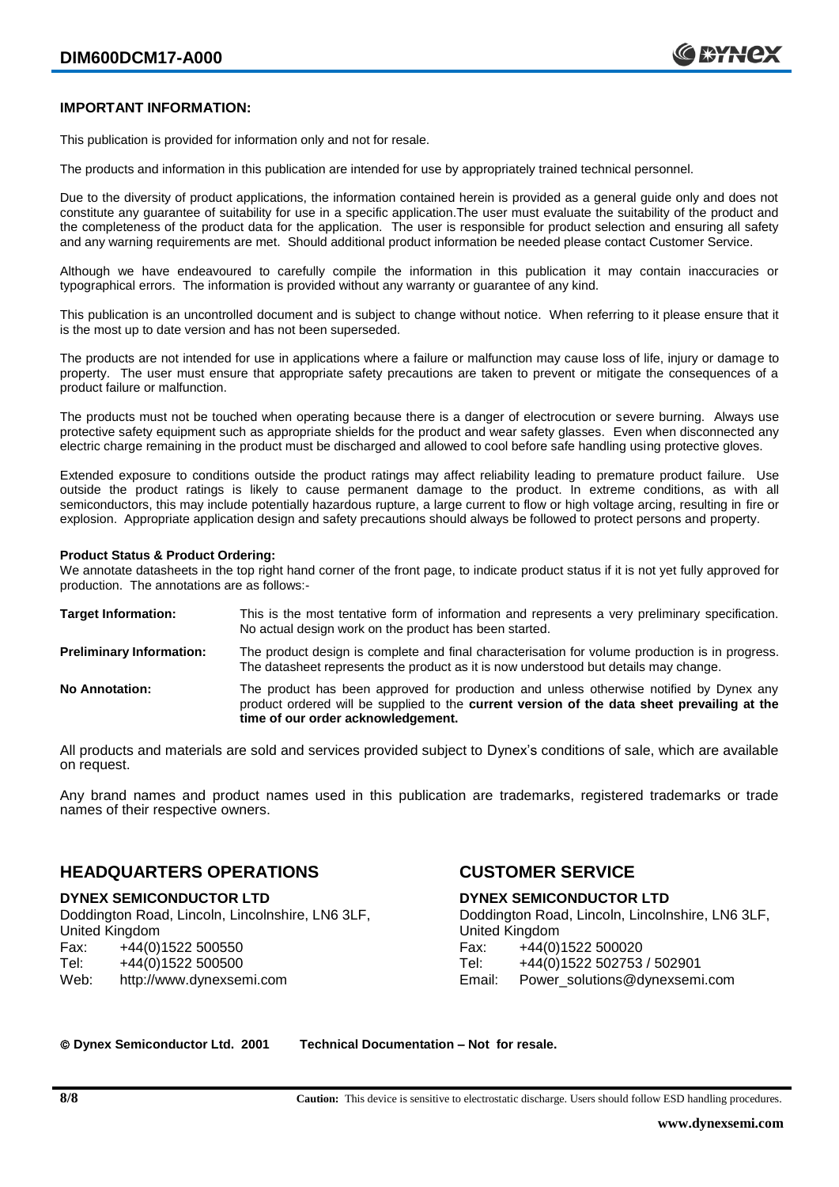## IMPORTANT INFORMATION:

This publication is provided for information only and not for resale.

The products and information in this publication are intended for use by appropriately trained technical personnel.

Due to the diversity of product applications, the information contained herein is provided as a general guide only and does not constitute any guarantee of suitability for use in a specific application.The user must evaluate the suitability of the product and the completeness of the product data for the application. The user is responsible for product selection and ensuring all safety and any warning requirements are met. Should additional product information be needed please contact Customer Service.

Although we have endeavoured to carefully compile the information in this publication it may contain inaccuracies or typographical errors. The information is provided without any warranty or guarantee of any kind.

This publication is an uncontrolled document and is subject to change without notice. When referring to it please ensure that it is the most up to date version and has not been superseded.

The products are not intended for use in applications where a failure or malfunction may cause loss of life, injury or damage to property. The user must ensure that appropriate safety precautions are taken to prevent or mitigate the consequences of a product failure or malfunction.

The products must not be touched when operating because there is a danger of electrocution or severe burning. Always use protective safety equipment such as appropriate shields for the product and wear safety glasses. Even when disconnected any electric charge remaining in the product must be discharged and allowed to cool before safe handling using protective gloves.

Extended exposure to conditions outside the product ratings may affect reliability leading to premature product failure. Use outside the product ratings is likely to cause permanent damage to the product. In extreme conditions, as with all semiconductors, this may include potentially hazardous rupture, a large current to flow or high voltage arcing, resulting in fire or explosion. Appropriate application design and safety precautions should always be followed to protect persons and property.

**Product Status & Product Ordering:**

We annotate datasheets in the top right hand corner of the front page, to indicate product status if it is not yet fully approved for production. The annotations are as follows:-

**Target Information:** This is the most tentative form of information and represents a very preliminary specification. No actual design work on the product has been started.

**Preliminary Information:** The product design is complete and final characterisation for volume production is in progress. The datasheet represents the product as it is now understood but details may change.

**No Annotation:** The product has been approved for production and unless otherwise notified by Dynex any product ordered will be supplied to the **current version of the data sheet prevailing at the time of our order acknowledgement.**

All products and materials are sold and services provided subject to Dynex's conditions of sale, which are available on request.

Any brand names and product names used in this publication are trademarks, registered trademarks or trade names of their respective owners.

## HEADQUARTERS OPERATIONS

**DYNEX SEMICONDUCTOR LTD**

Doddington Road, Lincoln, Lincolnshire, LN6 3LF, United Kingdom
Fax: +44(0)1522 500550
Tel: +44(0)1522 500500
Web: http://www.dynexsemi.com

## CUSTOMER SERVICE

**DYNEX SEMICONDUCTOR LTD**

Doddington Road, Lincoln, Lincolnshire, LN6 3LF, United Kingdom
Fax: +44(0)1522 500020
Tel: +44(0)1522 502753 / 502901
Email: Power_solutions@dynexsemi.com

**© Dynex Semiconductor Ltd. 2001 Technical Documentation – Not for resale.**

**Caution:** This device is sensitive to electrostatic discharge. Users should follow ESD handling procedures.